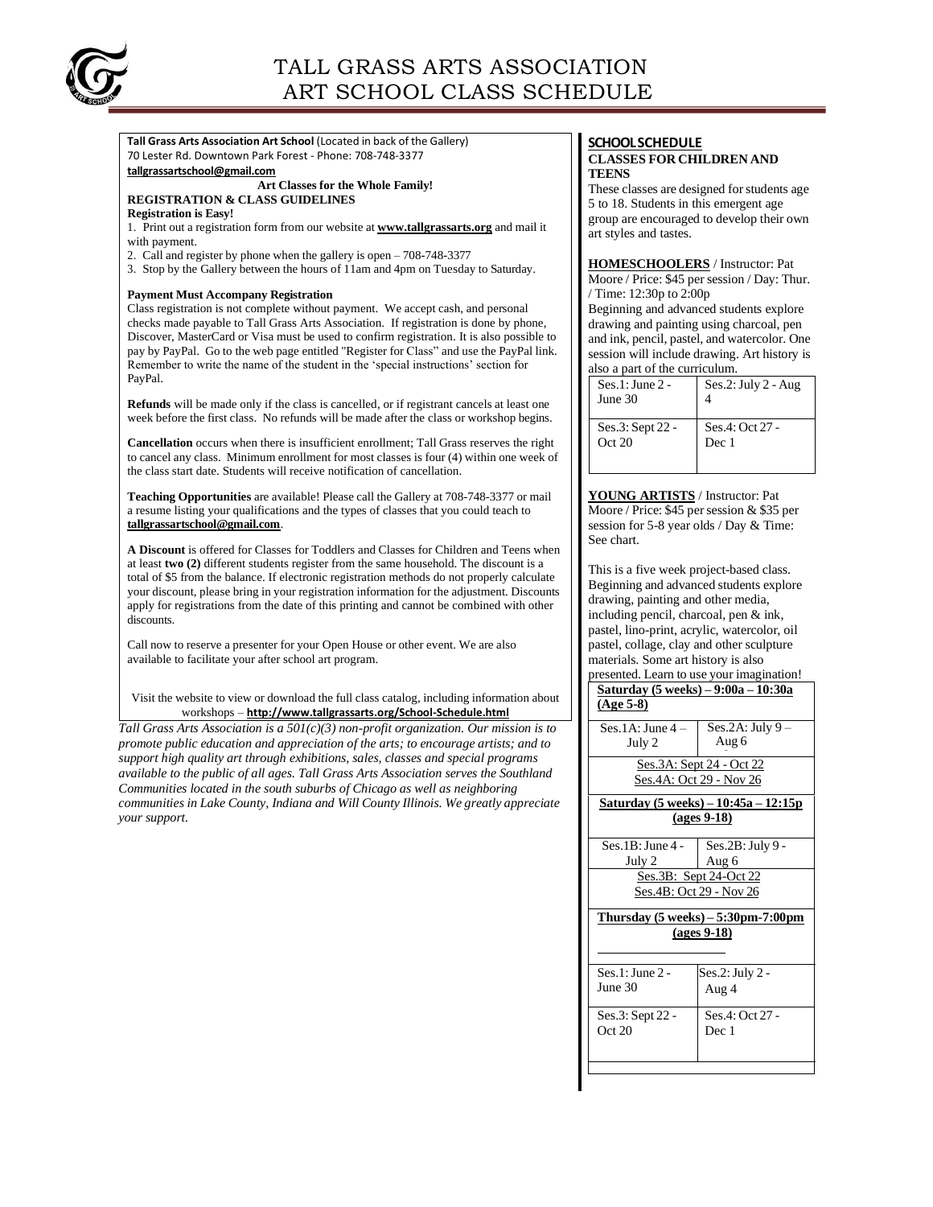# TALL GRASS ARTS ASSOCIATION
# ART SCHOOL CLASS SCHEDULE

**Tall Grass Arts Association Art School** (Located in back of the Gallery)
70 Lester Rd. Downtown Park Forest - Phone: 708-748-3377
**tallgrassartschool@gmail.com**

**Art Classes for the Whole Family!**

**REGISTRATION & CLASS GUIDELINES**

**Registration is Easy!**

1. Print out a registration form from our website at **www.tallgrassarts.org** and mail it with payment.
2. Call and register by phone when the gallery is open – 708-748-3377
3. Stop by the Gallery between the hours of 11am and 4pm on Tuesday to Saturday.

**Payment Must Accompany Registration**

Class registration is not complete without payment. We accept cash, and personal checks made payable to Tall Grass Arts Association. If registration is done by phone, Discover, MasterCard or Visa must be used to confirm registration. It is also possible to pay by PayPal. Go to the web page entitled "Register for Class" and use the PayPal link. Remember to write the name of the student in the 'special instructions' section for PayPal.

**Refunds** will be made only if the class is cancelled, or if registrant cancels at least one week before the first class. No refunds will be made after the class or workshop begins.

**Cancellation** occurs when there is insufficient enrollment; Tall Grass reserves the right to cancel any class. Minimum enrollment for most classes is four (4) within one week of the class start date. Students will receive notification of cancellation.

**Teaching Opportunities** are available! Please call the Gallery at 708-748-3377 or mail a resume listing your qualifications and the types of classes that you could teach to **tallgrassartschool@gmail.com**.

**A Discount** is offered for Classes for Toddlers and Classes for Children and Teens when at least **two (2)** different students register from the same household. The discount is a total of $5 from the balance. If electronic registration methods do not properly calculate your discount, please bring in your registration information for the adjustment. Discounts apply for registrations from the date of this printing and cannot be combined with other discounts.

Call now to reserve a presenter for your Open House or other event. We are also available to facilitate your after school art program.

Visit the website to view or download the full class catalog, including information about workshops – **http://www.tallgrassarts.org/School-Schedule.html**

*Tall Grass Arts Association is a 501(c)(3) non-profit organization. Our mission is to promote public education and appreciation of the arts; to encourage artists; and to support high quality art through exhibitions, sales, classes and special programs available to the public of all ages. Tall Grass Arts Association serves the Southland Communities located in the south suburbs of Chicago as well as neighboring communities in Lake County, Indiana and Will County Illinois. We greatly appreciate your support.*

## SCHOOL SCHEDULE

### CLASSES FOR CHILDREN AND TEENS

These classes are designed for students age 5 to 18. Students in this emergent age group are encouraged to develop their own art styles and tastes.

**HOMESCHOOLERS** / Instructor: Pat Moore / Price: $45 per session / Day: Thur. / Time: 12:30p to 2:00p

Beginning and advanced students explore drawing and painting using charcoal, pen and ink, pencil, pastel, and watercolor. One session will include drawing. Art history is also a part of the curriculum.

| | |
|---|---|
| Ses.1: June 2 - June 30 | Ses.2: July 2 - Aug 4 |
| Ses.3: Sept 22 - Oct 20 | Ses.4: Oct 27 - Dec 1 |

**YOUNG ARTISTS** / Instructor: Pat Moore / Price: $45 per session & $35 per session for 5-8 year olds / Day & Time: See chart.

This is a five week project-based class. Beginning and advanced students explore drawing, painting and other media, including pencil, charcoal, pen & ink, pastel, lino-print, acrylic, watercolor, oil pastel, collage, clay and other sculpture materials. Some art history is also presented. Learn to use your imagination!

| **Saturday (5 weeks) – 9:00a – 10:30a (Age 5-8)** | |
|---|---|
| Ses.1A: June 4 – July 2 | Ses.2A: July 9 – Aug 6 |
| Ses.3A: Sept 24 - Oct 22<br>Ses.4A: Oct 29 - Nov 26 | |

| **Saturday (5 weeks) – 10:45a – 12:15p (ages 9-18)** | |
|---|---|
| Ses.1B: June 4 - July 2 | Ses.2B: July 9 - Aug 6 |
| Ses.3B: Sept 24-Oct 22<br>Ses.4B: Oct 29 - Nov 26 | |

| **Thursday (5 weeks) – 5:30pm-7:00pm (ages 9-18)** | |
|---|---|
| Ses.1: June 2 - June 30 | Ses.2: July 2 - Aug 4 |
| Ses.3: Sept 22 - Oct 20 | Ses.4: Oct 27 - Dec 1 |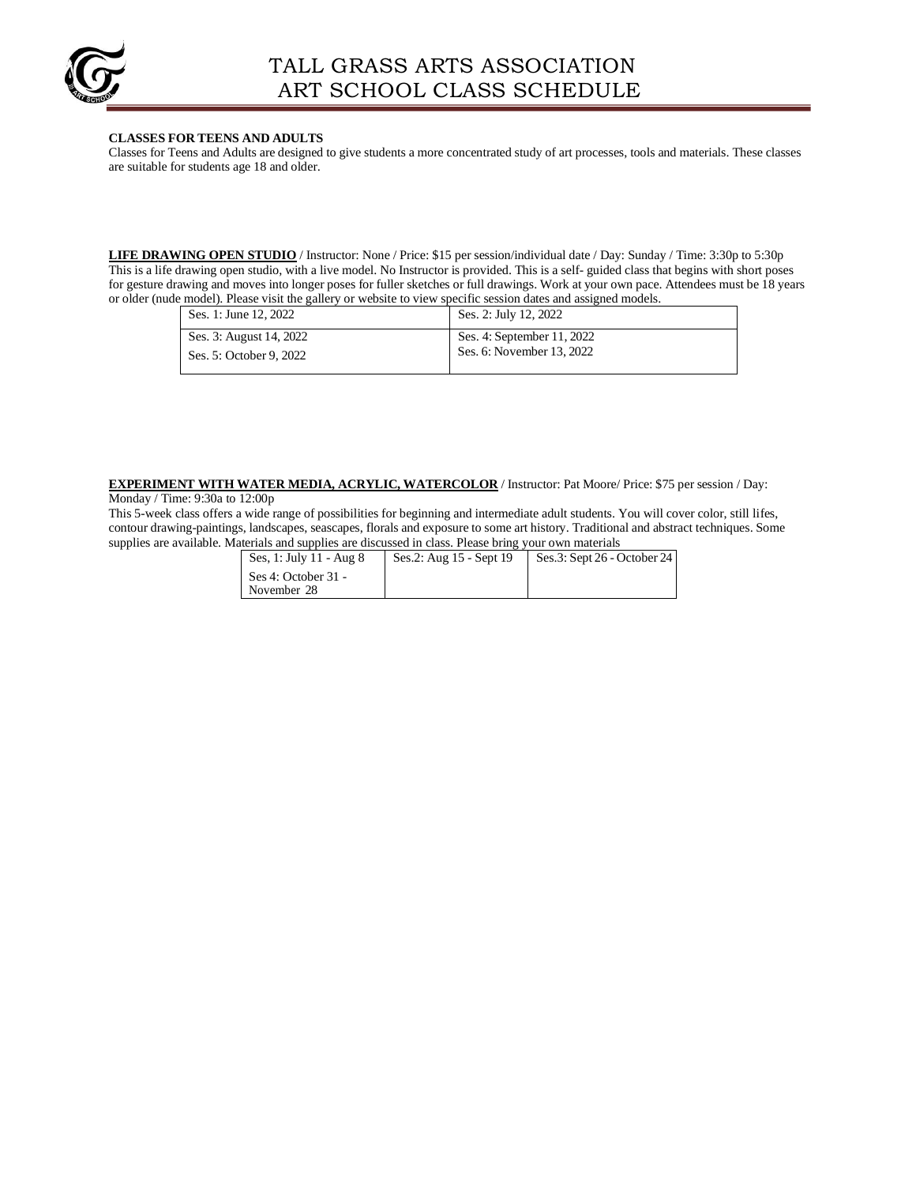# TALL GRASS ARTS ASSOCIATION ART SCHOOL CLASS SCHEDULE

**CLASSES FOR TEENS AND ADULTS**

Classes for Teens and Adults are designed to give students a more concentrated study of art processes, tools and materials. These classes are suitable for students age 18 and older.

**LIFE DRAWING OPEN STUDIO** / Instructor: None / Price: $15 per session/individual date / Day: Sunday / Time: 3:30p to 5:30p

This is a life drawing open studio, with a live model. No Instructor is provided. This is a self- guided class that begins with short poses for gesture drawing and moves into longer poses for fuller sketches or full drawings. Work at your own pace. Attendees must be 18 years or older (nude model). Please visit the gallery or website to view specific session dates and assigned models.

| | |
|---|---|
| Ses. 1: June 12, 2022 | Ses. 2: July 12, 2022 |
| Ses. 3: August 14, 2022<br>Ses. 5: October 9, 2022 | Ses. 4: September 11, 2022<br>Ses. 6: November 13, 2022 |

**EXPERIMENT WITH WATER MEDIA, ACRYLIC, WATERCOLOR** / Instructor: Pat Moore/ Price: $75 per session / Day: Monday / Time: 9:30a to 12:00p

This 5-week class offers a wide range of possibilities for beginning and intermediate adult students. You will cover color, still lifes, contour drawing-paintings, landscapes, seascapes, florals and exposure to some art history. Traditional and abstract techniques. Some supplies are available. Materials and supplies are discussed in class. Please bring your own materials

| | | |
|---|---|---|
| Ses, 1: July 11 - Aug 8 | Ses.2: Aug 15 - Sept 19 | Ses.3: Sept 26 - October 24 |
| Ses 4: October 31 - November 28 | | |